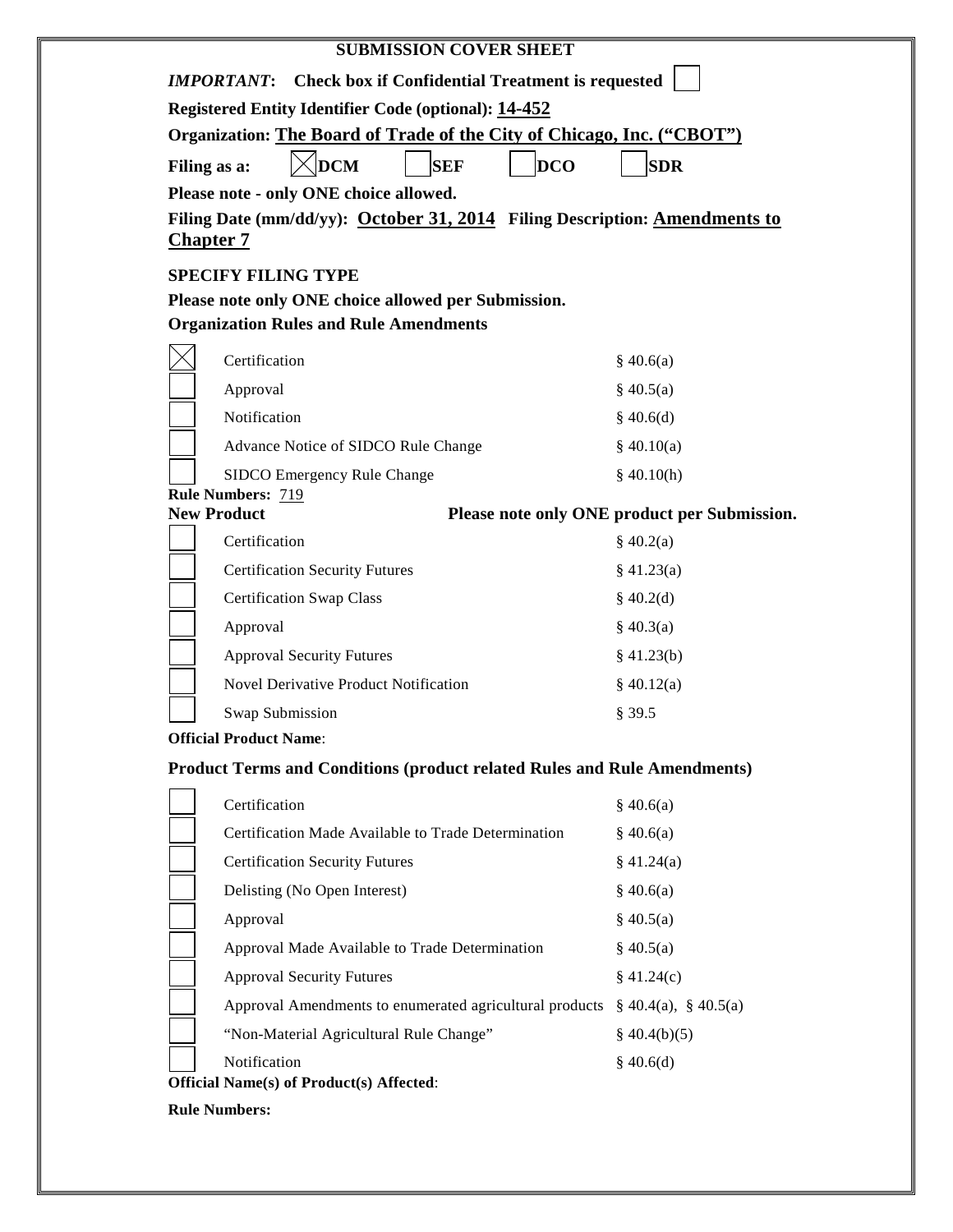# SUBMISSION COVER SHEET

***IMPORTANT*: Check box if Confidential Treatment is requested** ☐

**Registered Entity Identifier Code (optional): 14-452**

**Organization: The Board of Trade of the City of Chicago, Inc. ("CBOT")**

**Filing as a:** ☒ **DCM** ☐ **SEF** ☐ **DCO** ☐ **SDR**

**Please note - only ONE choice allowed.**

**Filing Date (mm/dd/yy): October 31, 2014 Filing Description: Amendments to Chapter 7**

**SPECIFY FILING TYPE**

**Please note only ONE choice allowed per Submission.**

**Organization Rules and Rule Amendments**

| | | |
|---|---|---|
| ☒ | Certification | § 40.6(a) |
| ☐ | Approval | § 40.5(a) |
| ☐ | Notification | § 40.6(d) |
| ☐ | Advance Notice of SIDCO Rule Change | § 40.10(a) |
| ☐ | SIDCO Emergency Rule Change | § 40.10(h) |

**Rule Numbers:** 719

**New Product** **Please note only ONE product per Submission.**

| | | |
|---|---|---|
| ☐ | Certification | § 40.2(a) |
| ☐ | Certification Security Futures | § 41.23(a) |
| ☐ | Certification Swap Class | § 40.2(d) |
| ☐ | Approval | § 40.3(a) |
| ☐ | Approval Security Futures | § 41.23(b) |
| ☐ | Novel Derivative Product Notification | § 40.12(a) |
| ☐ | Swap Submission | § 39.5 |

**Official Product Name**:

**Product Terms and Conditions (product related Rules and Rule Amendments)**

| | | |
|---|---|---|
| ☐ | Certification | § 40.6(a) |
| ☐ | Certification Made Available to Trade Determination | § 40.6(a) |
| ☐ | Certification Security Futures | § 41.24(a) |
| ☐ | Delisting (No Open Interest) | § 40.6(a) |
| ☐ | Approval | § 40.5(a) |
| ☐ | Approval Made Available to Trade Determination | § 40.5(a) |
| ☐ | Approval Security Futures | § 41.24(c) |
| ☐ | Approval Amendments to enumerated agricultural products | § 40.4(a), § 40.5(a) |
| ☐ | "Non-Material Agricultural Rule Change" | § 40.4(b)(5) |
| ☐ | Notification | § 40.6(d) |

**Official Name(s) of Product(s) Affected**:

**Rule Numbers:**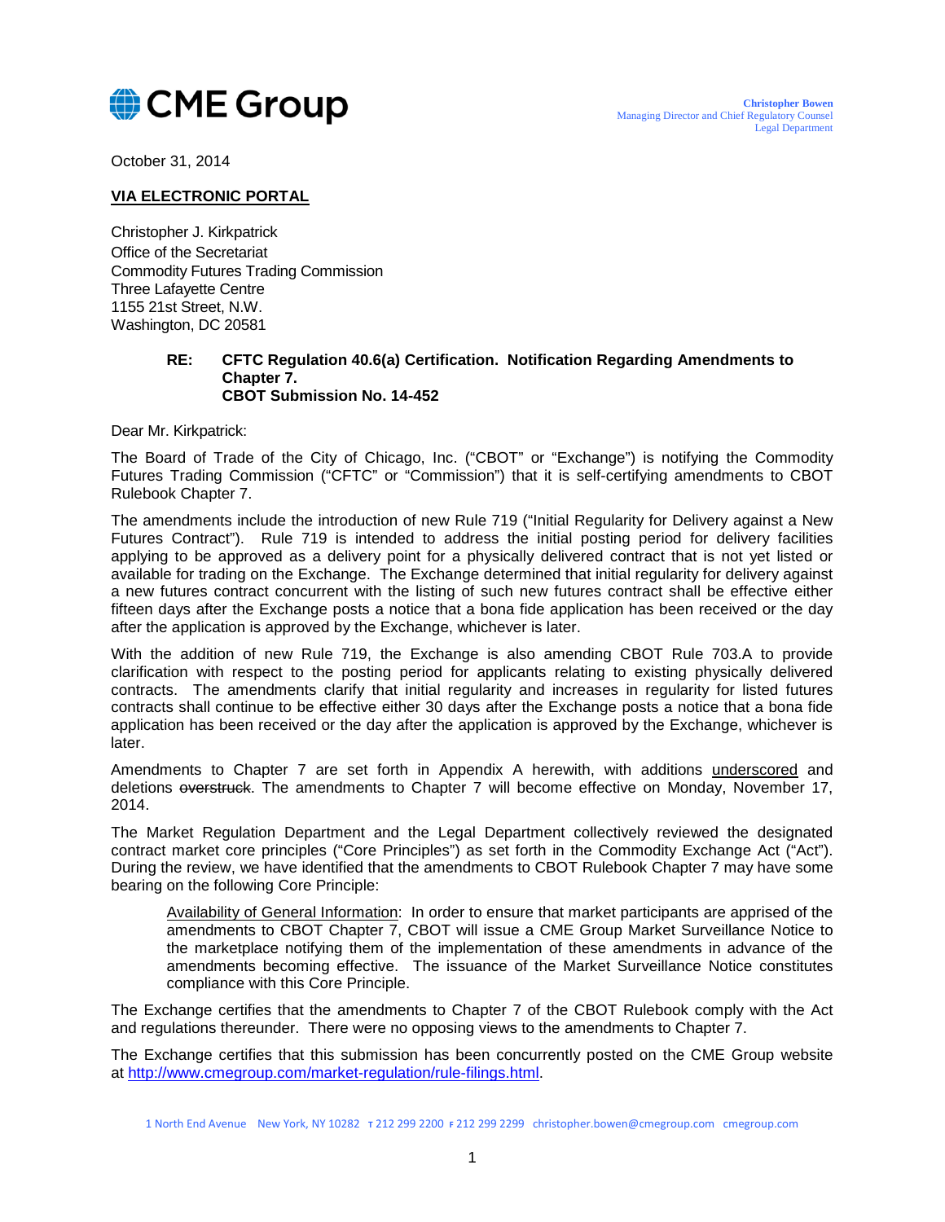October 31, 2014

**VIA ELECTRONIC PORTAL**

Christopher J. Kirkpatrick
Office of the Secretariat
Commodity Futures Trading Commission
Three Lafayette Centre
1155 21st Street, N.W.
Washington, DC 20581

> **RE: CFTC Regulation 40.6(a) Certification. Notification Regarding Amendments to Chapter 7.**
> **CBOT Submission No. 14-452**

Dear Mr. Kirkpatrick:

The Board of Trade of the City of Chicago, Inc. ("CBOT" or "Exchange") is notifying the Commodity Futures Trading Commission ("CFTC" or "Commission") that it is self-certifying amendments to CBOT Rulebook Chapter 7.

The amendments include the introduction of new Rule 719 ("Initial Regularity for Delivery against a New Futures Contract"). Rule 719 is intended to address the initial posting period for delivery facilities applying to be approved as a delivery point for a physically delivered contract that is not yet listed or available for trading on the Exchange. The Exchange determined that initial regularity for delivery against a new futures contract concurrent with the listing of such new futures contract shall be effective either fifteen days after the Exchange posts a notice that a bona fide application has been received or the day after the application is approved by the Exchange, whichever is later.

With the addition of new Rule 719, the Exchange is also amending CBOT Rule 703.A to provide clarification with respect to the posting period for applicants relating to existing physically delivered contracts. The amendments clarify that initial regularity and increases in regularity for listed futures contracts shall continue to be effective either 30 days after the Exchange posts a notice that a bona fide application has been received or the day after the application is approved by the Exchange, whichever is later.

Amendments to Chapter 7 are set forth in Appendix A herewith, with additions <u>underscored</u> and deletions ~~overstruck~~. The amendments to Chapter 7 will become effective on Monday, November 17, 2014.

The Market Regulation Department and the Legal Department collectively reviewed the designated contract market core principles ("Core Principles") as set forth in the Commodity Exchange Act ("Act"). During the review, we have identified that the amendments to CBOT Rulebook Chapter 7 may have some bearing on the following Core Principle:

> <u>Availability of General Information</u>: In order to ensure that market participants are apprised of the amendments to CBOT Chapter 7, CBOT will issue a CME Group Market Surveillance Notice to the marketplace notifying them of the implementation of these amendments in advance of the amendments becoming effective. The issuance of the Market Surveillance Notice constitutes compliance with this Core Principle.

The Exchange certifies that the amendments to Chapter 7 of the CBOT Rulebook comply with the Act and regulations thereunder. There were no opposing views to the amendments to Chapter 7.

The Exchange certifies that this submission has been concurrently posted on the CME Group website at http://www.cmegroup.com/market-regulation/rule-filings.html.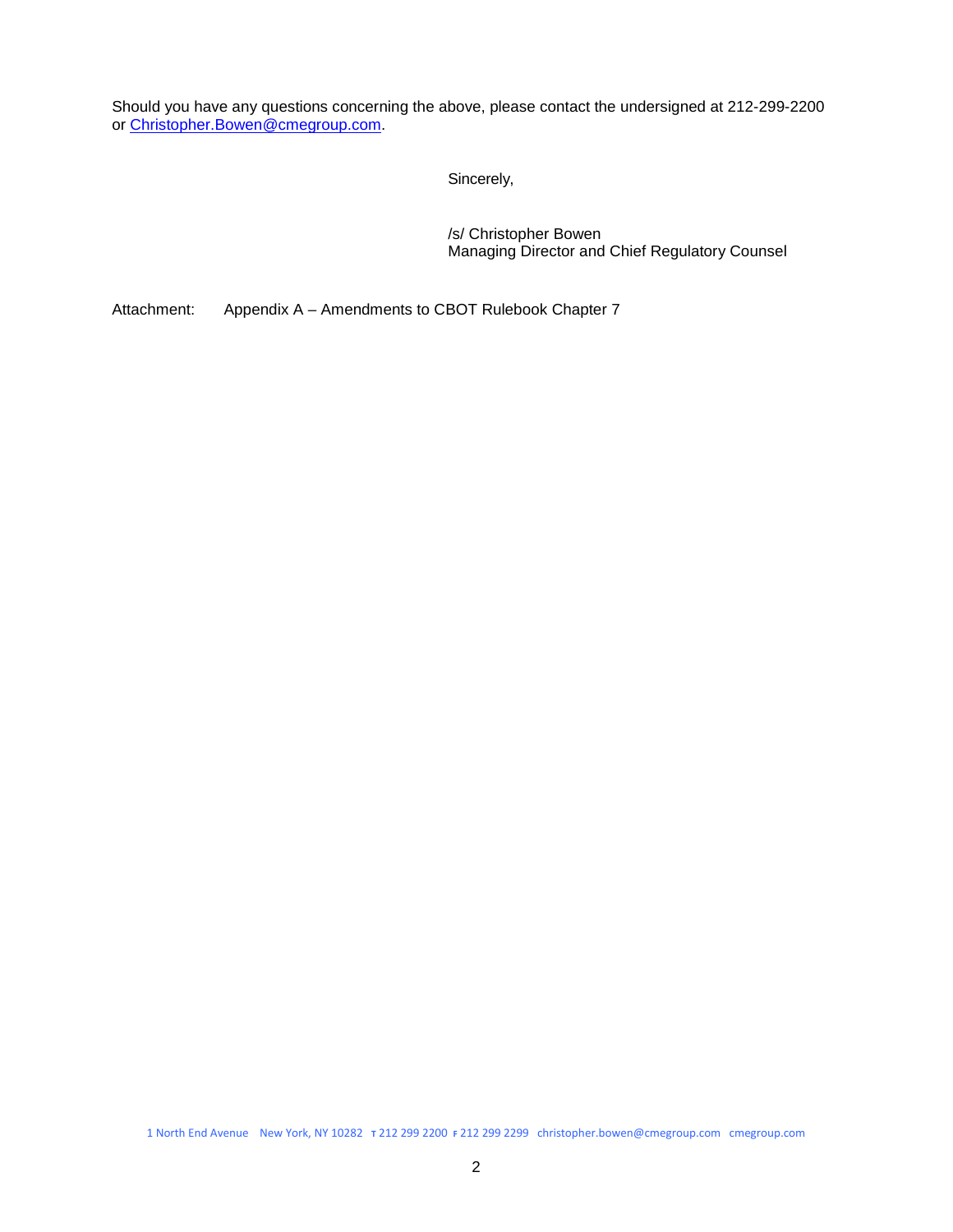Should you have any questions concerning the above, please contact the undersigned at 212-299-2200 or Christopher.Bowen@cmegroup.com.

Sincerely,

/s/ Christopher Bowen
Managing Director and Chief Regulatory Counsel

Attachment: Appendix A – Amendments to CBOT Rulebook Chapter 7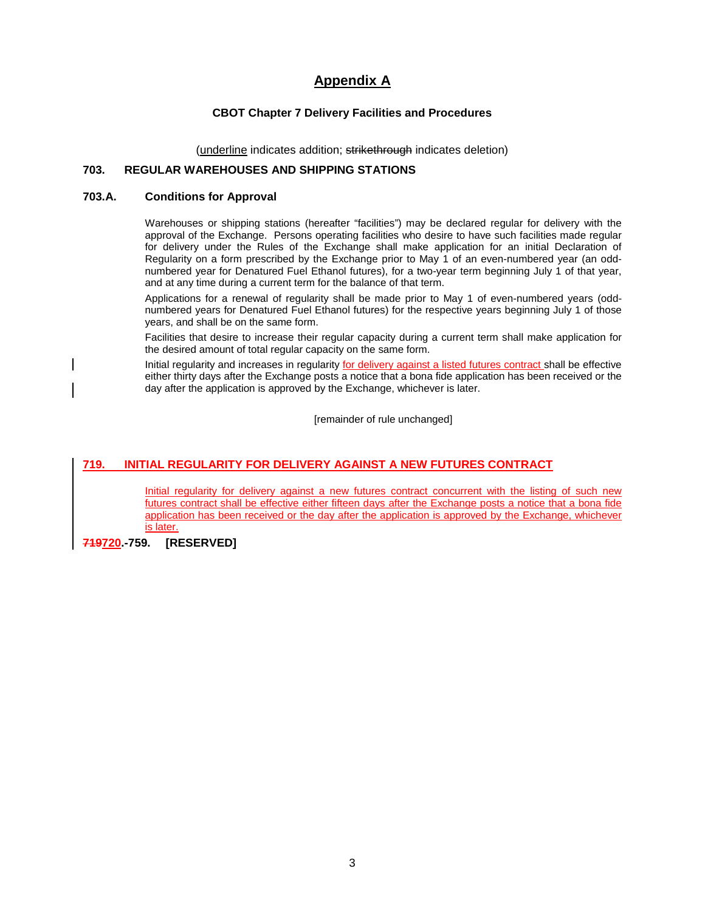# Appendix A

### CBOT Chapter 7 Delivery Facilities and Procedures

(underline indicates addition; ~~strikethrough~~ indicates deletion)

### 703. REGULAR WAREHOUSES AND SHIPPING STATIONS

### 703.A. Conditions for Approval

Warehouses or shipping stations (hereafter "facilities") may be declared regular for delivery with the approval of the Exchange. Persons operating facilities who desire to have such facilities made regular for delivery under the Rules of the Exchange shall make application for an initial Declaration of Regularity on a form prescribed by the Exchange prior to May 1 of an even-numbered year (an odd-numbered year for Denatured Fuel Ethanol futures), for a two-year term beginning July 1 of that year, and at any time during a current term for the balance of that term.

Applications for a renewal of regularity shall be made prior to May 1 of even-numbered years (odd-numbered years for Denatured Fuel Ethanol futures) for the respective years beginning July 1 of those years, and shall be on the same form.

Facilities that desire to increase their regular capacity during a current term shall make application for the desired amount of total regular capacity on the same form.

Initial regularity and increases in regularity <u>for delivery against a listed futures contract</u> shall be effective either thirty days after the Exchange posts a notice that a bona fide application has been received or the day after the application is approved by the Exchange, whichever is later.

[remainder of rule unchanged]

### <u>719. INITIAL REGULARITY FOR DELIVERY AGAINST A NEW FUTURES CONTRACT</u>

<u>Initial regularity for delivery against a new futures contract concurrent with the listing of such new futures contract shall be effective either fifteen days after the Exchange posts a notice that a bona fide application has been received or the day after the application is approved by the Exchange, whichever is later.</u>

**~~719~~<u>720</u>.-759. [RESERVED]**